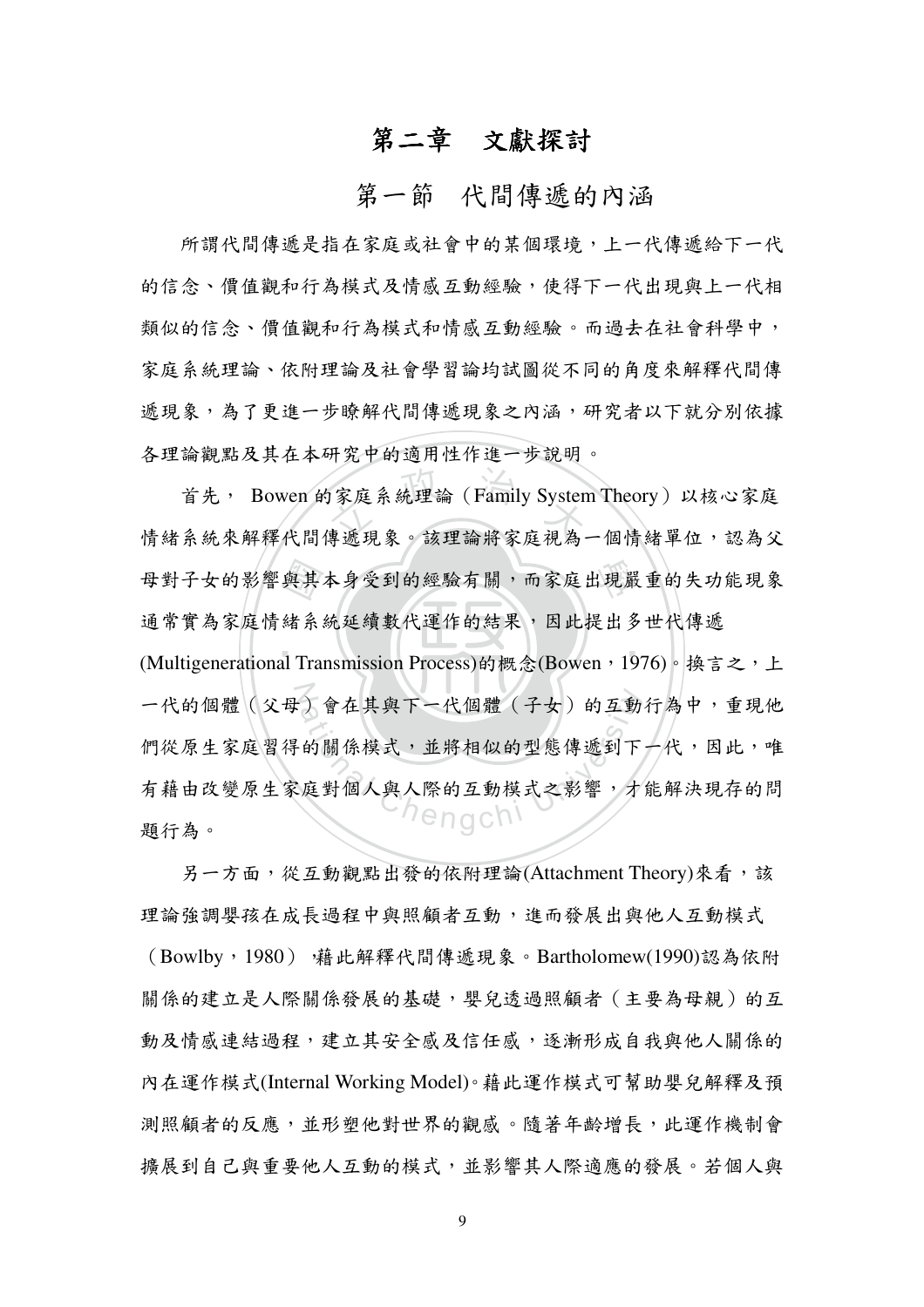# 第二章　文獻探討

## 第一節　代間傳遞的內涵

所謂代間傳遞是指在家庭或社會中的某個環境，上一代傳遞給下一代的信念、價值觀和行為模式及情感互動經驗，使得下一代出現與上一代相類似的信念、價值觀和行為模式和情感互動經驗。而過去在社會科學中，家庭系統理論、依附理論及社會學習論均試圖從不同的角度來解釋代間傳遞現象，為了更進一步瞭解代間傳遞現象之內涵，研究者以下就分別依據各理論觀點及其在本研究中的適用性作進一步說明。

首先， Bowen 的家庭系統理論（Family System Theory）以核心家庭情緒系統來解釋代間傳遞現象。該理論將家庭視為一個情緒單位，認為父母對子女的影響與其本身受到的經驗有關，而家庭出現嚴重的失功能現象通常實為家庭情緒系統延續數代運作的結果，因此提出多世代傳遞(Multigenerational Transmission Process)的概念(Bowen，1976)。換言之，上一代的個體（父母）會在其與下一代個體（子女）的互動行為中，重現他們從原生家庭習得的關係模式，並將相似的型態傳遞到下一代，因此，唯有藉由改變原生家庭對個人與人際的互動模式之影響，才能解決現存的問題行為。

另一方面，從互動觀點出發的依附理論(Attachment Theory)來看，該理論強調嬰孩在成長過程中與照顧者互動，進而發展出與他人互動模式（Bowlby，1980），藉此解釋代間傳遞現象。Bartholomew(1990)認為依附關係的建立是人際關係發展的基礎，嬰兒透過照顧者（主要為母親）的互動及情感連結過程，建立其安全感及信任感，逐漸形成自我與他人關係的內在運作模式(Internal Working Model)。藉此運作模式可幫助嬰兒解釋及預測照顧者的反應，並形塑他對世界的觀感。隨著年齡增長，此運作機制會擴展到自己與重要他人互動的模式，並影響其人際適應的發展。若個人與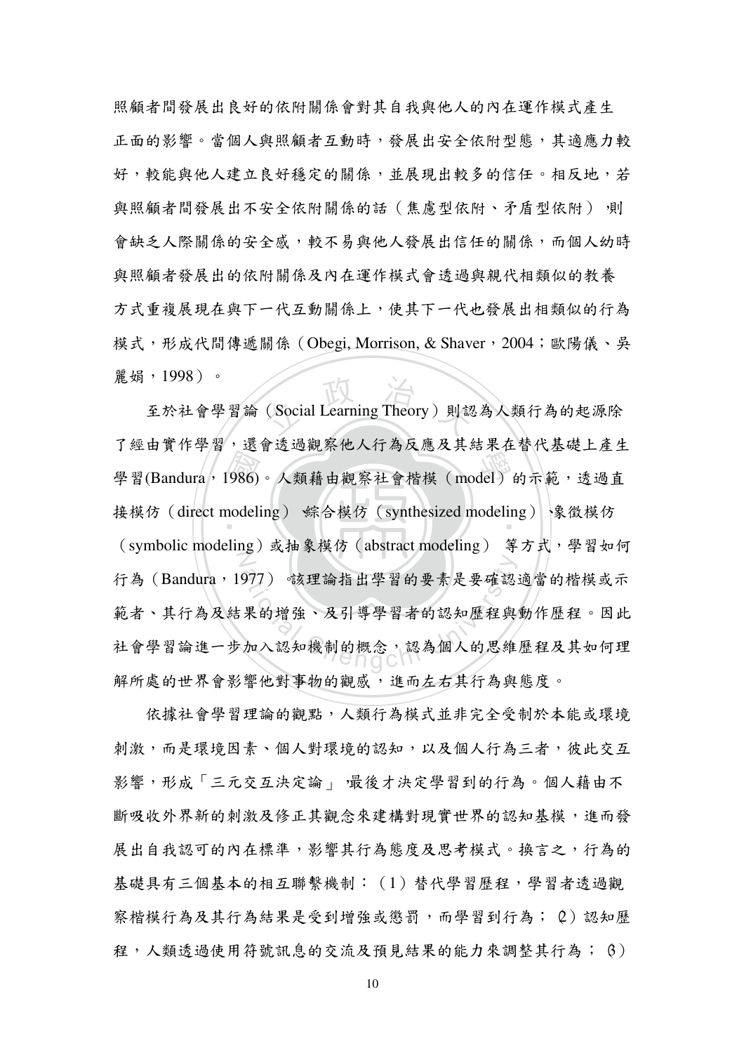照顧者間發展出良好的依附關係會對其自我與他人的內在運作模式產生正面的影響。當個人與照顧者互動時，發展出安全依附型態，其適應力較好，較能與他人建立良好穩定的關係，並展現出較多的信任。相反地，若與照顧者間發展出不安全依附關係的話（焦慮型依附、矛盾型依附），則會缺乏人際關係的安全感，較不易與他人發展出信任的關係，而個人幼時與照顧者發展出的依附關係及內在運作模式會透過與親代相類似的教養方式重複展現在與下一代互動關係上，使其下一代也發展出相類似的行為模式，形成代間傳遞關係（Obegi, Morrison, & Shaver，2004；歐陽儀、吳麗娟，1998）。

至於社會學習論（Social Learning Theory）則認為人類行為的起源除了經由實作學習，還會透過觀察他人行為反應及其結果在替代基礎上產生學習(Bandura，1986)。人類藉由觀察社會楷模（model）的示範，透過直接模仿（direct modeling）、綜合模仿（synthesized modeling）、象徵模仿（symbolic modeling）或抽象模仿（abstract modeling） 等方式，學習如何行為（Bandura，1977）。該理論指出學習的要素是要確認適當的楷模或示範者、其行為及結果的增強、及引導學習者的認知歷程與動作歷程。因此社會學習論進一步加入認知機制的概念，認為個人的思維歷程及其如何理解所處的世界會影響他對事物的觀感，進而左右其行為與態度。

依據社會學習理論的觀點，人類行為模式並非完全受制於本能或環境刺激，而是環境因素、個人對環境的認知，以及個人行為三者，彼此交互影響，形成「三元交互決定論」，最後才決定學習到的行為。個人藉由不斷吸收外界新的刺激及修正其觀念來建構對現實世界的認知基模，進而發展出自我認可的內在標準，影響其行為態度及思考模式。換言之，行為的基礎具有三個基本的相互聯繫機制：（1）替代學習歷程，學習者透過觀察楷模行為及其行為結果是受到增強或懲罰，而學習到行為；（2）認知歷程，人類透過使用符號訊息的交流及預見結果的能力來調整其行為；（3）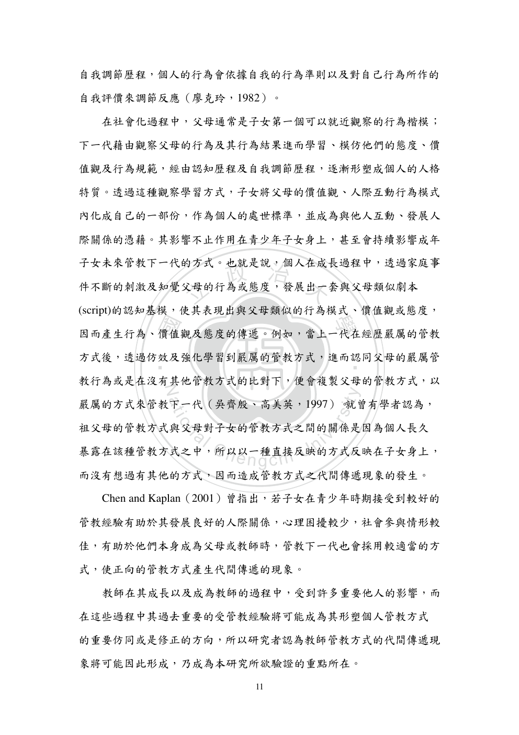自我調節歷程，個人的行為會依據自我的行為準則以及對自己行為所作的自我評價來調節反應（廖克玲，1982）。

在社會化過程中，父母通常是子女第一個可以就近觀察的行為楷模；下一代藉由觀察父母的行為及其行為結果進而學習、模仿他們的態度、價值觀及行為規範，經由認知歷程及自我調節歷程，逐漸形塑成個人的人格特質。透過這種觀察學習方式，子女將父母的價值觀、人際互動行為模式內化成自己的一部份，作為個人的處世標準，並成為與他人互動、發展人際關係的憑藉。其影響不止作用在青少年子女身上，甚至會持續影響成年子女未來管教下一代的方式。也就是說，個人在成長過程中，透過家庭事件不斷的刺激及知覺父母的行為或態度，發展出一套與父母類似劇本(script)的認知基模，使其表現出與父母類似的行為模式、價值觀或態度，因而產生行為、價值觀及態度的傳遞。例如，當上一代在經歷嚴厲的管教方式後，透過仿效及強化學習到嚴厲的管教方式，進而認同父母的嚴厲管教行為或是在沒有其他管教方式的比對下，便會複製父母的管教方式，以嚴厲的方式來管教下一代（吳齊殷、高美英，1997）。就曾有學者認為，祖父母的管教方式與父母對子女的管教方式之間的關係是因為個人長久暴露在該種管教方式之中，所以以一種直接反映的方式反映在子女身上，而沒有想過有其他的方式，因而造成管教方式之代間傳遞現象的發生。

Chen and Kaplan（2001）曾指出，若子女在青少年時期接受到較好的管教經驗有助於其發展良好的人際關係，心理困擾較少，社會參與情形較佳，有助於他們本身成為父母或教師時，管教下一代也會採用較適當的方式，使正向的管教方式產生代間傳遞的現象。

教師在其成長以及成為教師的過程中，受到許多重要他人的影響，而在這些過程中其過去重要的受管教經驗將可能成為其形塑個人管教方式的重要仿同或是修正的方向，所以研究者認為教師管教方式的代間傳遞現象將可能因此形成，乃成為本研究所欲驗證的重點所在。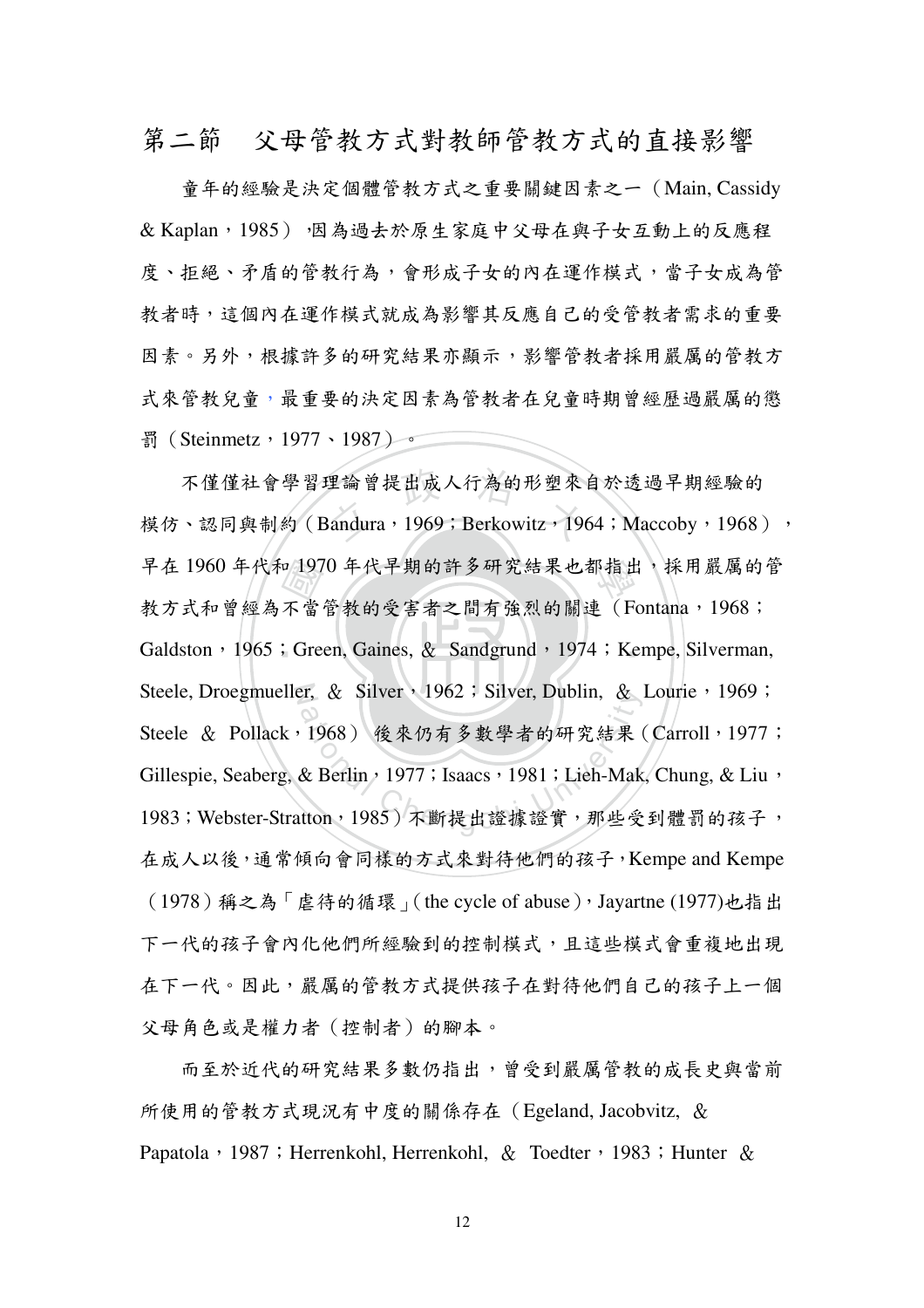## 第二節　父母管教方式對教師管教方式的直接影響

童年的經驗是決定個體管教方式之重要關鍵因素之一（Main, Cassidy & Kaplan，1985），因為過去於原生家庭中父母在與子女互動上的反應程度、拒絕、矛盾的管教行為，會形成子女的內在運作模式，當子女成為管教者時，這個內在運作模式就成為影響其反應自己的受管教者需求的重要因素。另外，根據許多的研究結果亦顯示，影響管教者採用嚴厲的管教方式來管教兒童，最重要的決定因素為管教者在兒童時期曾經歷過嚴厲的懲罰（Steinmetz，1977、1987）。

不僅僅社會學習理論曾提出成人行為的形塑來自於透過早期經驗的模仿、認同與制約（Bandura，1969；Berkowitz，1964；Maccoby，1968），早在 1960 年代和 1970 年代早期的許多研究結果也都指出，採用嚴厲的管教方式和曾經為不當管教的受害者之間有強烈的關連（Fontana，1968；Galdston，1965；Green, Gaines, & Sandgrund，1974；Kempe, Silverman, Steele, Droegmueller, & Silver，1962；Silver, Dublin, & Lourie，1969；Steele & Pollack，1968）後來仍有多數學者的研究結果（Carroll，1977；Gillespie, Seaberg, & Berlin，1977；Isaacs，1981；Lieh-Mak, Chung, & Liu，1983；Webster-Stratton，1985）不斷提出證據證實，那些受到體罰的孩子，在成人以後，通常傾向會同樣的方式來對待他們的孩子，Kempe and Kempe（1978）稱之為「虐待的循環」(the cycle of abuse)，Jayartne (1977)也指出下一代的孩子會內化他們所經驗到的控制模式，且這些模式會重複地出現在下一代。因此，嚴厲的管教方式提供孩子在對待他們自己的孩子上一個父母角色或是權力者（控制者）的腳本。

而至於近代的研究結果多數仍指出，曾受到嚴厲管教的成長史與當前所使用的管教方式現況有中度的關係存在（Egeland, Jacobvitz, & Papatola，1987；Herrenkohl, Herrenkohl, & Toedter，1983；Hunter &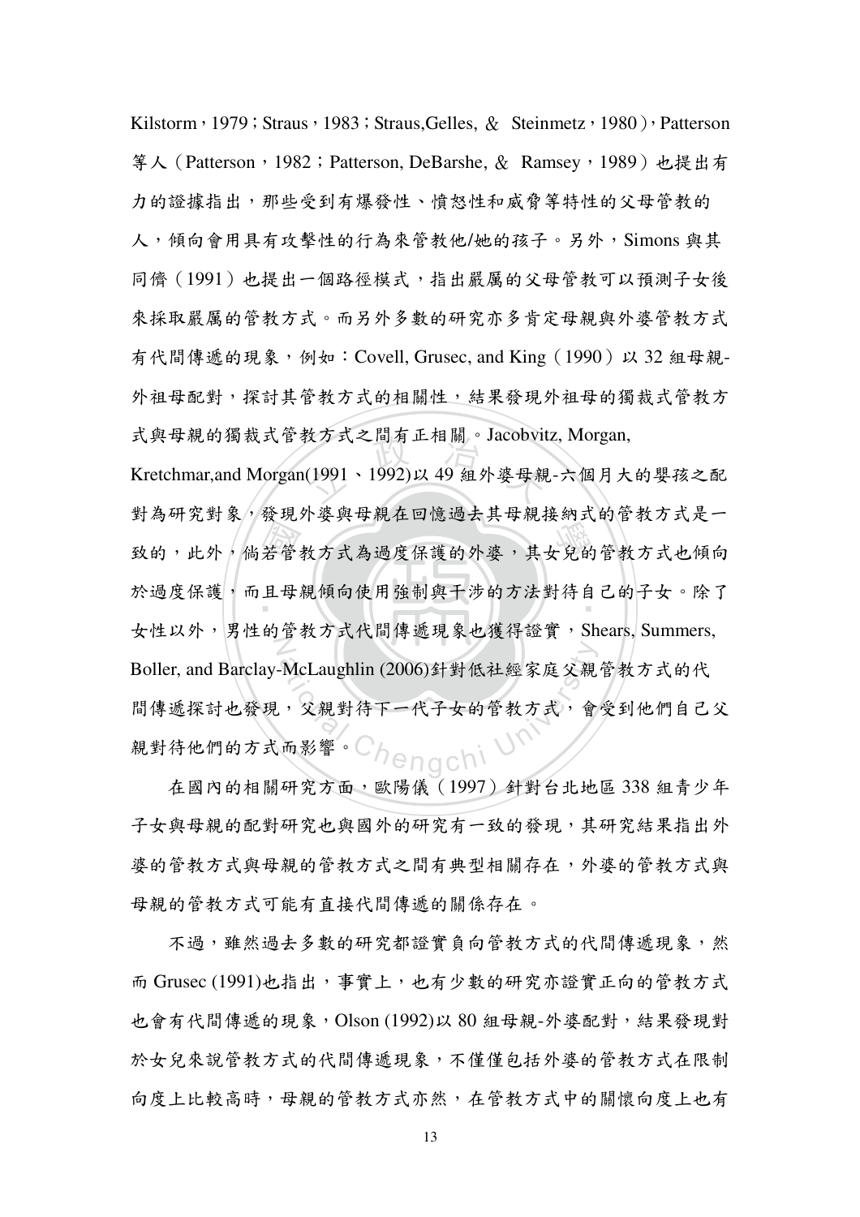Kilstorm，1979；Straus，1983；Straus,Gelles, & Steinmetz，1980），Patterson 等人（Patterson，1982；Patterson, DeBarshe, & Ramsey，1989）也提出有力的證據指出，那些受到有爆發性、憤怒性和威脅等特性的父母管教的人，傾向會用具有攻擊性的行為來管教他/她的孩子。另外，Simons 與其同儕（1991）也提出一個路徑模式，指出嚴厲的父母管教可以預測子女後來採取嚴厲的管教方式。而另外多數的研究亦多肯定母親與外婆管教方式有代間傳遞的現象，例如：Covell, Grusec, and King（1990）以 32 組母親-外祖母配對，探討其管教方式的相關性，結果發現外祖母的獨裁式管教方式與母親的獨裁式管教方式之間有正相關。Jacobvitz, Morgan, Kretchmar,and Morgan(1991、1992)以 49 組外婆母親-六個月大的嬰孩之配對為研究對象，發現外婆與母親在回憶過去其母親接納式的管教方式是一致的，此外，倘若管教方式為過度保護的外婆，其女兒的管教方式也傾向於過度保護，而且母親傾向使用強制與干涉的方法對待自己的子女。除了女性以外，男性的管教方式代間傳遞現象也獲得證實，Shears, Summers, Boller, and Barclay-McLaughlin (2006)針對低社經家庭父親管教方式的代間傳遞探討也發現，父親對待下一代子女的管教方式，會受到他們自己父親對待他們的方式而影響。

在國內的相關研究方面，歐陽儀（1997）針對台北地區 338 組青少年子女與母親的配對研究也與國外的研究有一致的發現，其研究結果指出外婆的管教方式與母親的管教方式之間有典型相關存在，外婆的管教方式與母親的管教方式可能有直接代間傳遞的關係存在。

不過，雖然過去多數的研究都證實負向管教方式的代間傳遞現象，然而 Grusec (1991)也指出，事實上，也有少數的研究亦證實正向的管教方式也會有代間傳遞的現象，Olson (1992)以 80 組母親-外婆配對，結果發現對於女兒來說管教方式的代間傳遞現象，不僅僅包括外婆的管教方式在限制向度上比較高時，母親的管教方式亦然，在管教方式中的關懷向度上也有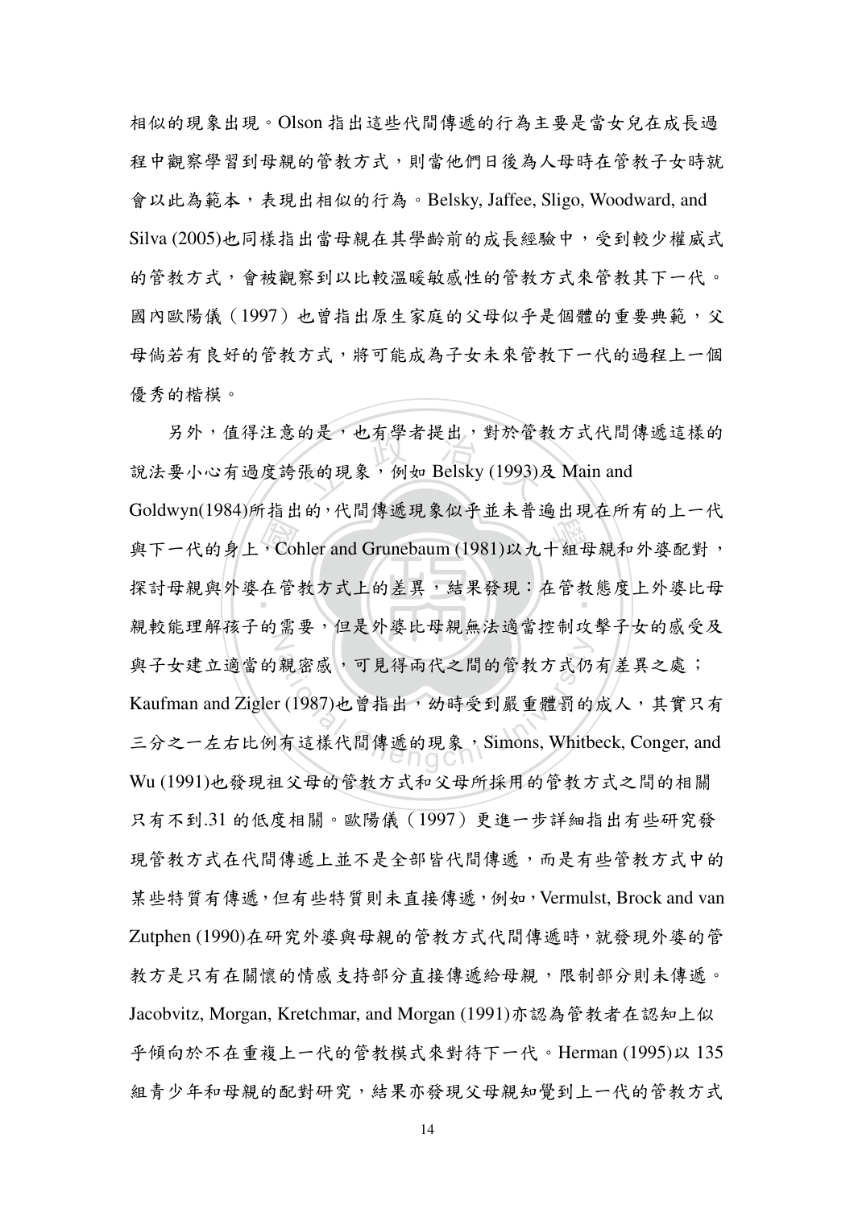相似的現象出現。Olson 指出這些代間傳遞的行為主要是當女兒在成長過程中觀察學習到母親的管教方式，則當他們日後為人母時在管教子女時就會以此為範本，表現出相似的行為。Belsky, Jaffee, Sligo, Woodward, and Silva (2005)也同樣指出當母親在其學齡前的成長經驗中，受到較少權威式的管教方式，會被觀察到以比較溫暖敏感性的管教方式來管教其下一代。國內歐陽儀（1997）也曾指出原生家庭的父母似乎是個體的重要典範，父母倘若有良好的管教方式，將可能成為子女未來管教下一代的過程上一個優秀的楷模。

另外，值得注意的是，也有學者提出，對於管教方式代間傳遞這樣的說法要小心有過度誇張的現象，例如 Belsky (1993)及 Main and Goldwyn(1984)所指出的，代間傳遞現象似乎並未普遍出現在所有的上一代與下一代的身上，Cohler and Grunebaum (1981)以九十組母親和外婆配對，探討母親與外婆在管教方式上的差異，結果發現：在管教態度上外婆比母親較能理解孩子的需要，但是外婆比母親無法適當控制攻擊子女的感受及與子女建立適當的親密感，可見得兩代之間的管教方式仍有差異之處；Kaufman and Zigler (1987)也曾指出，幼時受到嚴重體罰的成人，其實只有三分之一左右比例有這樣代間傳遞的現象，Simons, Whitbeck, Conger, and Wu (1991)也發現祖父母的管教方式和父母所採用的管教方式之間的相關只有不到.31 的低度相關。歐陽儀（1997）更進一步詳細指出有些研究發現管教方式在代間傳遞上並不是全部皆代間傳遞，而是有些管教方式中的某些特質有傳遞，但有些特質則未直接傳遞，例如，Vermulst, Brock and van Zutphen (1990)在研究外婆與母親的管教方式代間傳遞時，就發現外婆的管教方是只有在關懷的情感支持部分直接傳遞給母親，限制部分則未傳遞。Jacobvitz, Morgan, Kretchmar, and Morgan (1991)亦認為管教者在認知上似乎傾向於不在重複上一代的管教模式來對待下一代。Herman (1995)以 135 組青少年和母親的配對研究，結果亦發現父母親知覺到上一代的管教方式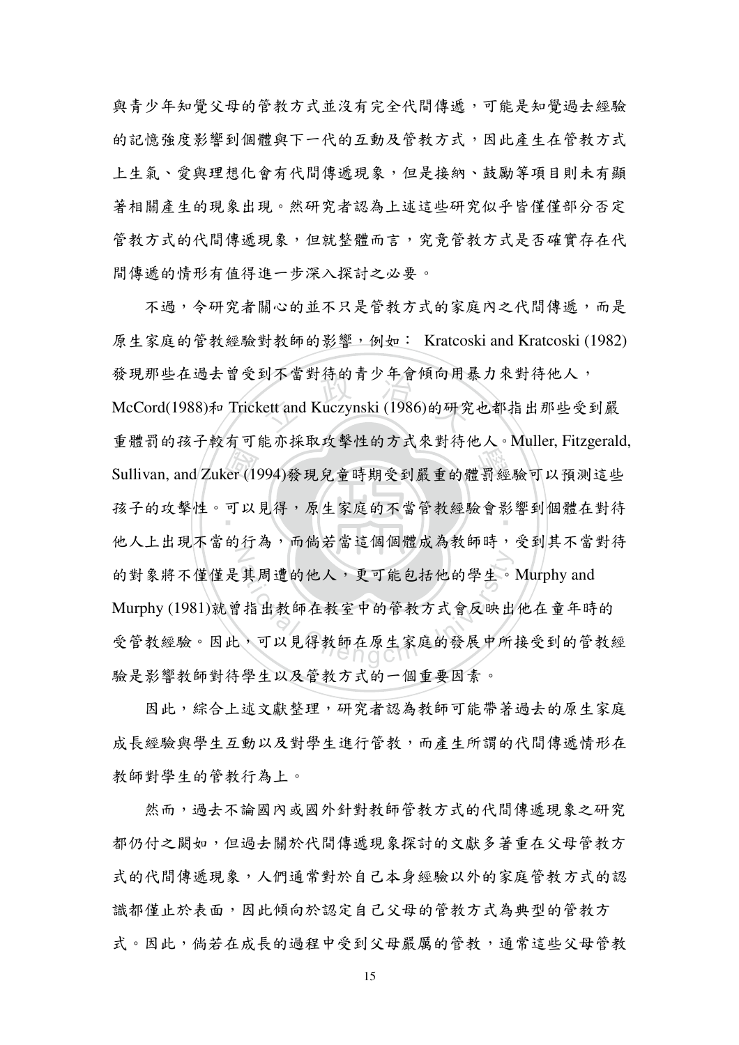與青少年知覺父母的管教方式並沒有完全代間傳遞，可能是知覺過去經驗的記憶強度影響到個體與下一代的互動及管教方式，因此產生在管教方式上生氣、愛與理想化會有代間傳遞現象，但是接納、鼓勵等項目則未有顯著相關產生的現象出現。然研究者認為上述這些研究似乎皆僅僅部分否定管教方式的代間傳遞現象，但就整體而言，究竟管教方式是否確實存在代間傳遞的情形有值得進一步深入探討之必要。

不過，令研究者關心的並不只是管教方式的家庭內之代間傳遞，而是原生家庭的管教經驗對教師的影響，例如： Kratcoski and Kratcoski (1982) 發現那些在過去曾受到不當對待的青少年會傾向用暴力來對待他人，McCord(1988)和 Trickett and Kuczynski (1986)的研究也都指出那些受到嚴重體罰的孩子較有可能亦採取攻擊性的方式來對待他人。Muller, Fitzgerald, Sullivan, and Zuker (1994)發現兒童時期受到嚴重的體罰經驗可以預測這些孩子的攻擊性。可以見得，原生家庭的不當管教經驗會影響到個體在對待他人上出現不當的行為，而倘若當這個個體成為教師時，受到其不當對待的對象將不僅僅是其周遭的他人，更可能包括他的學生。Murphy and Murphy (1981)就曾指出教師在教室中的管教方式會反映出他在童年時的受管教經驗。因此，可以見得教師在原生家庭的發展中所接受到的管教經驗是影響教師對待學生以及管教方式的一個重要因素。

因此，綜合上述文獻整理，研究者認為教師可能帶著過去的原生家庭成長經驗與學生互動以及對學生進行管教，而產生所謂的代間傳遞情形在教師對學生的管教行為上。

然而，過去不論國內或國外針對教師管教方式的代間傳遞現象之研究都仍付之闕如，但過去關於代間傳遞現象探討的文獻多著重在父母管教方式的代間傳遞現象，人們通常對於自己本身經驗以外的家庭管教方式的認識都僅止於表面，因此傾向於認定自己父母的管教方式為典型的管教方式。因此，倘若在成長的過程中受到父母嚴厲的管教，通常這些父母管教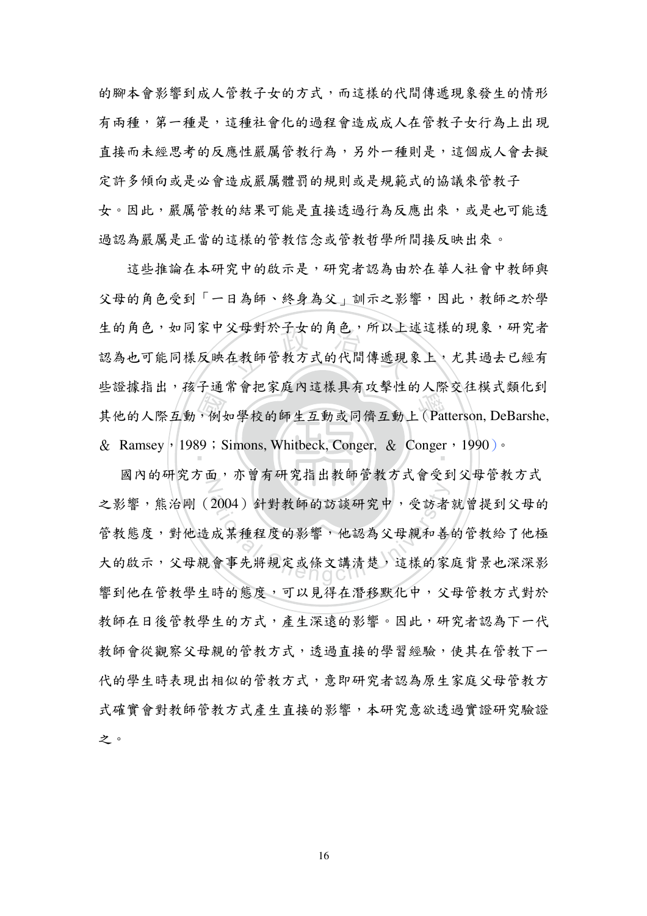的腳本會影響到成人管教子女的方式，而這樣的代間傳遞現象發生的情形有兩種，第一種是，這種社會化的過程會造成成人在管教子女行為上出現直接而未經思考的反應性嚴厲管教行為，另外一種則是，這個成人會去擬定許多傾向或是必會造成嚴厲體罰的規則或是規範式的協議來管教子女。因此，嚴厲管教的結果可能是直接透過行為反應出來，或是也可能透過認為嚴厲是正當的這樣的管教信念或管教哲學所間接反映出來。

這些推論在本研究中的啟示是，研究者認為由於在華人社會中教師與父母的角色受到「一日為師、終身為父」訓示之影響，因此，教師之於學生的角色，如同家中父母對於子女的角色，所以上述這樣的現象，研究者認為也可能同樣反映在教師管教方式的代間傳遞現象上，尤其過去已經有些證據指出，孩子通常會把家庭內這樣具有攻擊性的人際交往模式類化到其他的人際互動，例如學校的師生互動或同儕互動上（Patterson, DeBarshe, & Ramsey，1989；Simons, Whitbeck, Conger, & Conger，1990）。

國內的研究方面，亦曾有研究指出教師管教方式會受到父母管教方式之影響，熊治剛（2004）針對教師的訪談研究中，受訪者就曾提到父母的管教態度，對他造成某種程度的影響，他認為父母親和善的管教給了他極大的啟示，父母親會事先將規定或條文講清楚，這樣的家庭背景也深深影響到他在管教學生時的態度，可以見得在潛移默化中，父母管教方式對於教師在日後管教學生的方式，產生深遠的影響。因此，研究者認為下一代教師會從觀察父母親的管教方式，透過直接的學習經驗，使其在管教下一代的學生時表現出相似的管教方式，意即研究者認為原生家庭父母管教方式確實會對教師管教方式產生直接的影響，本研究意欲透過實證研究驗證之。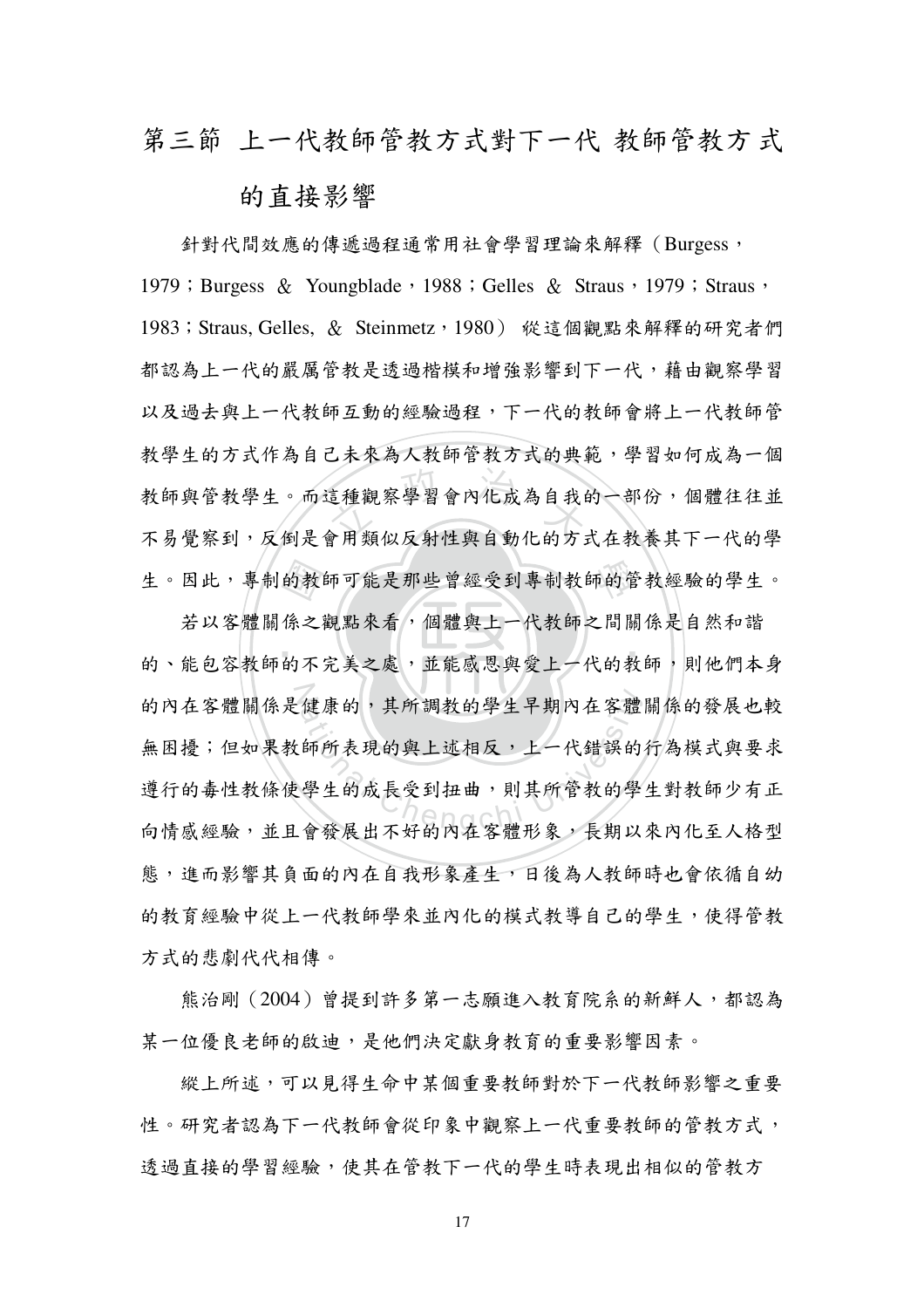## 第三節 上一代教師管教方式對下一代 教師管教方式的直接影響

針對代間效應的傳遞過程通常用社會學習理論來解釋（Burgess，1979；Burgess ＆ Youngblade，1988；Gelles ＆ Straus，1979；Straus，1983；Straus, Gelles, ＆ Steinmetz，1980） 從這個觀點來解釋的研究者們都認為上一代的嚴厲管教是透過楷模和增強影響到下一代，藉由觀察學習以及過去與上一代教師互動的經驗過程，下一代的教師會將上一代教師管教學生的方式作為自己未來為人教師管教方式的典範，學習如何成為一個教師與管教學生。而這種觀察學習會內化成為自我的一部份，個體往往並不易覺察到，反倒是會用類似反射性與自動化的方式在教養其下一代的學生。因此，專制的教師可能是那些曾經受到專制教師的管教經驗的學生。

若以客體關係之觀點來看，個體與上一代教師之間關係是自然和諧的、能包容教師的不完美之處，並能感恩與愛上一代的教師，則他們本身的內在客體關係是健康的，其所調教的學生早期內在客體關係的發展也較無困擾；但如果教師所表現的與上述相反，上一代錯誤的行為模式與要求遵行的毒性教條使學生的成長受到扭曲，則其所管教的學生對教師少有正向情感經驗，並且會發展出不好的內在客體形象，長期以來內化至人格型態，進而影響其負面的內在自我形象產生，日後為人教師時也會依循自幼的教育經驗中從上一代教師學來並內化的模式教導自己的學生，使得管教方式的悲劇代代相傳。

熊治剛（2004）曾提到許多第一志願進入教育院系的新鮮人，都認為某一位優良老師的啟迪，是他們決定獻身教育的重要影響因素。

縱上所述，可以見得生命中某個重要教師對於下一代教師影響之重要性。研究者認為下一代教師會從印象中觀察上一代重要教師的管教方式，透過直接的學習經驗，使其在管教下一代的學生時表現出相似的管教方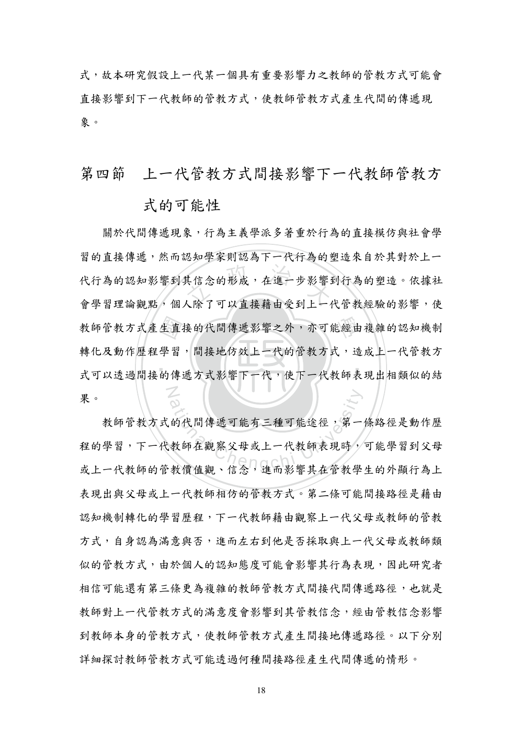式，故本研究假設上一代某一個具有重要影響力之教師的管教方式可能會直接影響到下一代教師的管教方式，使教師管教方式產生代間的傳遞現象。

## 第四節　上一代管教方式間接影響下一代教師管教方式的可能性

關於代間傳遞現象，行為主義學派多著重於行為的直接模仿與社會學習的直接傳遞，然而認知學家則認為下一代行為的塑造來自於其對於上一代行為的認知影響到其信念的形成，在進一步影響到行為的塑造。依據社會學習理論觀點，個人除了可以直接藉由受到上一代管教經驗的影響，使教師管教方式產生直接的代間傳遞影響之外，亦可能經由複雜的認知機制轉化及動作歷程學習，間接地仿效上一代的管教方式，造成上一代管教方式可以透過間接的傳遞方式影響下一代，使下一代教師表現出相類似的結果。

教師管教方式的代間傳遞可能有三種可能途徑，第一條路徑是動作歷程的學習，下一代教師在觀察父母或上一代教師表現時，可能學習到父母或上一代教師的管教價值觀、信念，進而影響其在管教學生的外顯行為上表現出與父母或上一代教師相仿的管教方式。第二條可能間接路徑是藉由認知機制轉化的學習歷程，下一代教師藉由觀察上一代父母或教師的管教方式，自身認為滿意與否，進而左右到他是否採取與上一代父母或教師類似的管教方式，由於個人的認知態度可能會影響其行為表現，因此研究者相信可能還有第三條更為複雜的教師管教方式間接代間傳遞路徑，也就是教師對上一代管教方式的滿意度會影響到其管教信念，經由管教信念影響到教師本身的管教方式，使教師管教方式產生間接地傳遞路徑。以下分別詳細探討教師管教方式可能透過何種間接路徑產生代間傳遞的情形。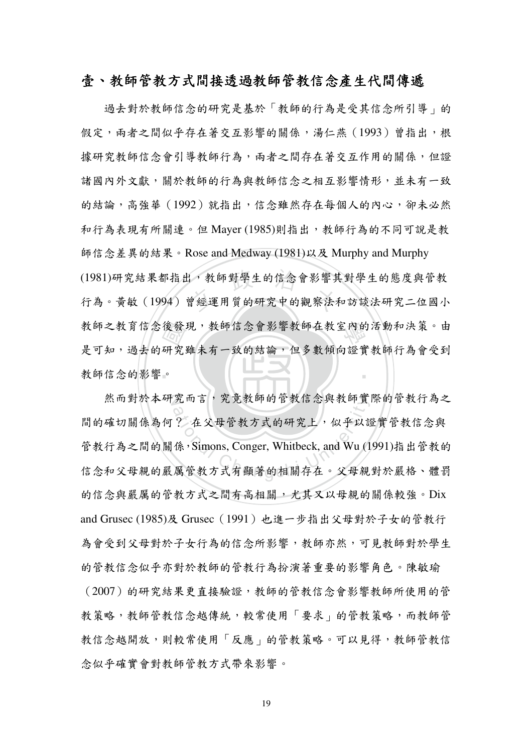## 壹、教師管教方式間接透過教師管教信念產生代間傳遞

過去對於教師信念的研究是基於「教師的行為是受其信念所引導」的假定，兩者之間似乎存在著交互影響的關係，湯仁燕（1993）曾指出，根據研究教師信念會引導教師行為，兩者之間存在著交互作用的關係，但證諸國內外文獻，關於教師的行為與教師信念之相互影響情形，並未有一致的結論，高強華（1992）就指出，信念雖然存在每個人的內心，卻未必然和行為表現有所關連。但 Mayer (1985)則指出，教師行為的不同可說是教師信念差異的結果。Rose and Medway (1981)以及 Murphy and Murphy (1981)研究結果都指出，教師對學生的信念會影響其對學生的態度與管教行為。黃敏（1994）曾經運用質的研究中的觀察法和訪談法研究二位國小教師之教育信念後發現，教師信念會影響教師在教室內的活動和決策。由是可知，過去的研究雖未有一致的結論，但多數傾向證實教師行為會受到教師信念的影響。

然而對於本研究而言，究竟教師的管教信念與教師實際的管教行為之間的確切關係為何？ 在父母管教方式的研究上，似乎以證實管教信念與管教行為之間的關係，Simons, Conger, Whitbeck, and Wu (1991)指出管教的信念和父母親的嚴厲管教方式有顯著的相關存在。父母親對於嚴格、體罰的信念與嚴厲的管教方式之間有高相關，尤其又以母親的關係較強。Dix and Grusec (1985)及 Grusec（1991）也進一步指出父母對於子女的管教行為會受到父母對於子女行為的信念所影響，教師亦然，可見教師對於學生的管教信念似乎亦對於教師的管教行為扮演著重要的影響角色。陳敏瑜（2007）的研究結果更直接驗證，教師的管教信念會影響教師所使用的管教策略，教師管教信念越傳統，較常使用「要求」的管教策略，而教師管教信念越開放，則較常使用「反應」的管教策略。可以見得，教師管教信念似乎確實會對教師管教方式帶來影響。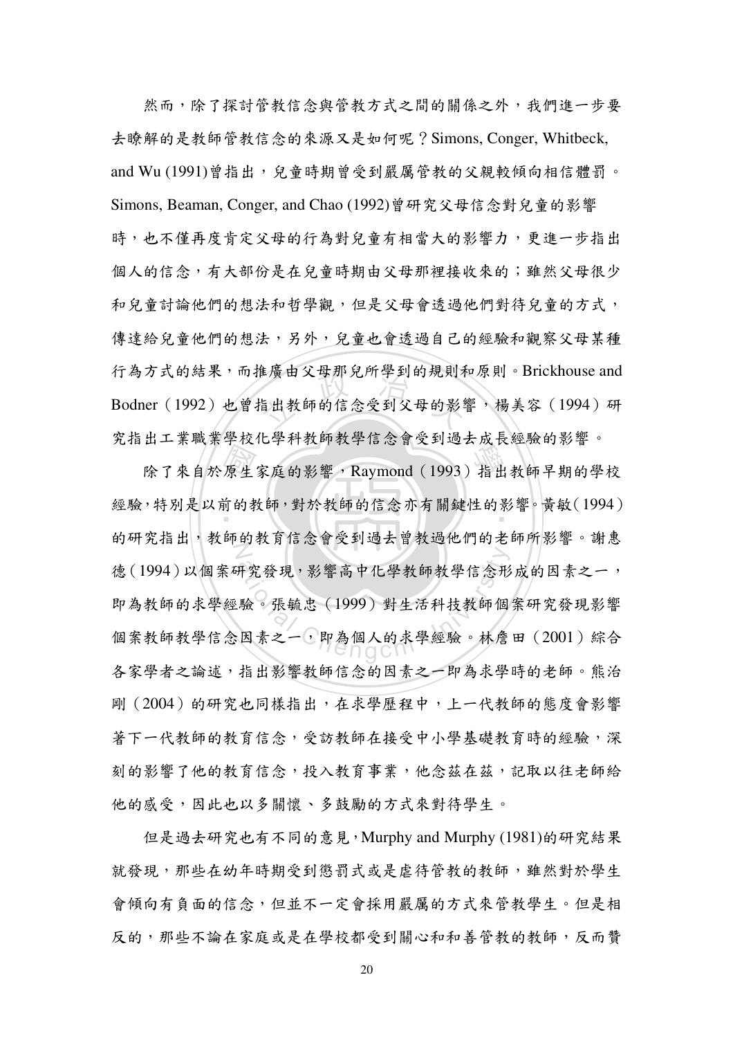然而，除了探討管教信念與管教方式之間的關係之外，我們進一步要去瞭解的是教師管教信念的來源又是如何呢？Simons, Conger, Whitbeck, and Wu (1991)曾指出，兒童時期曾受到嚴厲管教的父親較傾向相信體罰。Simons, Beaman, Conger, and Chao (1992)曾研究父母信念對兒童的影響時，也不僅再度肯定父母的行為對兒童有相當大的影響力，更進一步指出個人的信念，有大部份是在兒童時期由父母那裡接收來的；雖然父母很少和兒童討論他們的想法和哲學觀，但是父母會透過他們對待兒童的方式，傳達給兒童他們的想法，另外，兒童也會透過自己的經驗和觀察父母某種行為方式的結果，而推廣由父母那兒所學到的規則和原則。Brickhouse and Bodner（1992）也曾指出教師的信念受到父母的影響，楊美容（1994）研究指出工業職業學校化學科教師教學信念會受到過去成長經驗的影響。

除了來自於原生家庭的影響，Raymond（1993）指出教師早期的學校經驗，特別是以前的教師，對於教師的信念亦有關鍵性的影響。黃敏（1994）的研究指出，教師的教育信念會受到過去曾教過他們的老師所影響。謝惠德（1994）以個案研究發現，影響高中化學教師教學信念形成的因素之一，即為教師的求學經驗。張毓忠（1999）對生活科技教師個案研究發現影響個案教師教學信念因素之一，即為個人的求學經驗。林詹田（2001）綜合各家學者之論述，指出影響教師信念的因素之一即為求學時的老師。熊治剛（2004）的研究也同樣指出，在求學歷程中，上一代教師的態度會影響著下一代教師的教育信念，受訪教師在接受中小學基礎教育時的經驗，深刻的影響了他的教育信念，投入教育事業，他念茲在茲，記取以往老師給他的感受，因此也以多關懷、多鼓勵的方式來對待學生。

但是過去研究也有不同的意見，Murphy and Murphy (1981)的研究結果就發現，那些在幼年時期受到懲罰式或是虐待管教的教師，雖然對於學生會傾向有負面的信念，但並不一定會採用嚴厲的方式來管教學生。但是相反的，那些不論在家庭或是在學校都受到關心和和善管教的教師，反而贊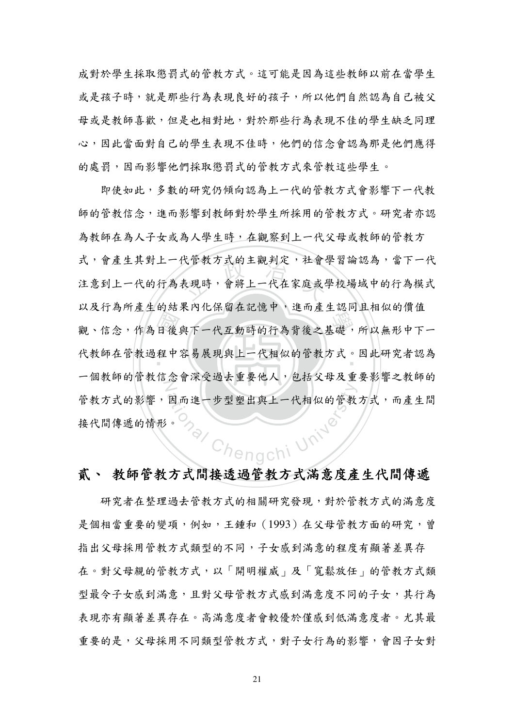成對於學生採取懲罰式的管教方式。這可能是因為這些教師以前在當學生或是孩子時，就是那些行為表現良好的孩子，所以他們自然認為自己被父母或是教師喜歡，但是也相對地，對於那些行為表現不佳的學生缺乏同理心，因此當面對自己的學生表現不佳時，他們的信念會認為那是他們應得的處罰，因而影響他們採取懲罰式的管教方式來管教這些學生。

即使如此，多數的研究仍傾向認為上一代的管教方式會影響下一代教師的管教信念，進而影響到教師對於學生所採用的管教方式。研究者亦認為教師在為人子女或為人學生時，在觀察到上一代父母或教師的管教方式，會產生其對上一代管教方式的主觀判定，社會學習論認為，當下一代注意到上一代的行為表現時，會將上一代在家庭或學校場域中的行為模式以及行為所產生的結果內化保留在記憶中，進而產生認同且相似的價值觀、信念，作為日後與下一代互動時的行為背後之基礎，所以無形中下一代教師在管教過程中容易展現與上一代相似的管教方式。因此研究者認為一個教師的管教信念會深受過去重要他人，包括父母及重要影響之教師的管教方式的影響，因而進一步型塑出與上一代相似的管教方式，而產生間接代間傳遞的情形。

## 貳、 教師管教方式間接透過管教方式滿意度產生代間傳遞

研究者在整理過去管教方式的相關研究發現，對於管教方式的滿意度是個相當重要的變項，例如，王鍾和（1993）在父母管教方面的研究，曾指出父母採用管教方式類型的不同，子女感到滿意的程度有顯著差異存在。對父母親的管教方式，以「開明權威」及「寬鬆放任」的管教方式類型最令子女感到滿意，且對父母管教方式感到滿意度不同的子女，其行為表現亦有顯著差異存在。高滿意度者會較優於僅感到低滿意度者。尤其最重要的是，父母採用不同類型管教方式，對子女行為的影響，會因子女對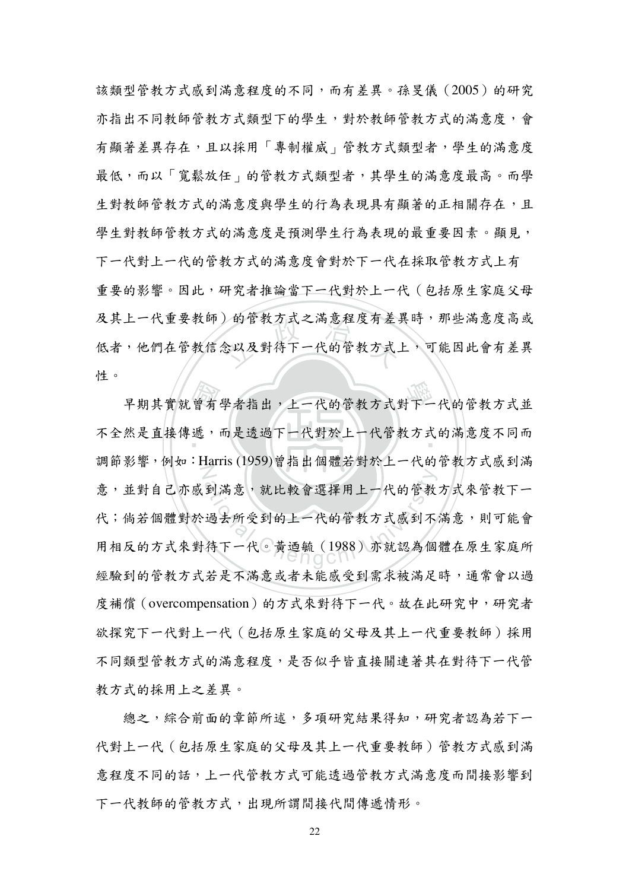該類型管教方式感到滿意程度的不同，而有差異。孫旻儀（2005）的研究亦指出不同教師管教方式類型下的學生，對於教師管教方式的滿意度，會有顯著差異存在，且以採用「專制權威」管教方式類型者，學生的滿意度最低，而以「寬鬆放任」的管教方式類型者，其學生的滿意度最高。而學生對教師管教方式的滿意度與學生的行為表現具有顯著的正相關存在，且學生對教師管教方式的滿意度是預測學生行為表現的最重要因素。顯見，下一代對上一代的管教方式的滿意度會對於下一代在採取管教方式上有重要的影響。因此，研究者推論當下一代對於上一代（包括原生家庭父母及其上一代重要教師）的管教方式之滿意程度有差異時，那些滿意度高或低者，他們在管教信念以及對待下一代的管教方式上，可能因此會有差異性。

早期其實就曾有學者指出，上一代的管教方式對下一代的管教方式並不全然是直接傳遞，而是透過下一代對於上一代管教方式的滿意度不同而調節影響，例如：Harris (1959)曾指出個體若對於上一代的管教方式感到滿意，並對自己亦感到滿意，就比較會選擇用上一代的管教方式來管教下一代；倘若個體對於過去所受到的上一代的管教方式感到不滿意，則可能會用相反的方式來對待下一代。黃迺毓（1988）亦就認為個體在原生家庭所經驗到的管教方式若是不滿意或者未能感受到需求被滿足時，通常會以過度補償（overcompensation）的方式來對待下一代。故在此研究中，研究者欲探究下一代對上一代（包括原生家庭的父母及其上一代重要教師）採用不同類型管教方式的滿意程度，是否似乎皆直接關連著其在對待下一代管教方式的採用上之差異。

總之，綜合前面的章節所述，多項研究結果得知，研究者認為若下一代對上一代（包括原生家庭的父母及其上一代重要教師）管教方式感到滿意程度不同的話，上一代管教方式可能透過管教方式滿意度而間接影響到下一代教師的管教方式，出現所謂間接代間傳遞情形。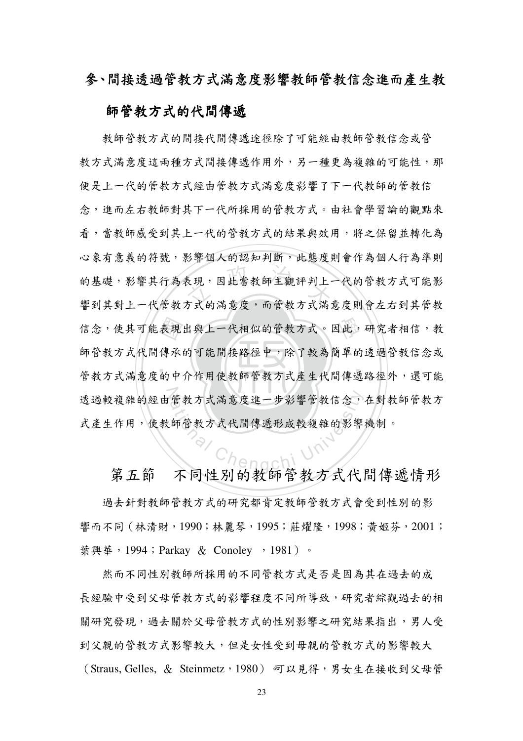### 參、間接透過管教方式滿意度影響教師管教信念進而產生教師管教方式的代間傳遞

教師管教方式的間接代間傳遞途徑除了可能經由教師管教信念或管教方式滿意度這兩種方式間接傳遞作用外，另一種更為複雜的可能性，那便是上一代的管教方式經由管教方式滿意度影響了下一代教師的管教信念，進而左右教師對其下一代所採用的管教方式。由社會學習論的觀點來看，當教師感受到其上一代的管教方式的結果與效用，將之保留並轉化為心象有意義的符號，影響個人的認知判斷，此態度則會作為個人行為準則的基礎，影響其行為表現，因此當教師主觀評判上一代的管教方式可能影響到其對上一代管教方式的滿意度，而管教方式滿意度則會左右到其管教信念，使其可能表現出與上一代相似的管教方式。因此，研究者相信，教師管教方式代間傳承的可能間接路徑中，除了較為簡單的透過管教信念或管教方式滿意度的中介作用使教師管教方式產生代間傳遞路徑外，還可能透過較複雜的經由管教方式滿意度進一步影響管教信念，在對教師管教方式產生作用，使教師管教方式代間傳遞形成較複雜的影響機制。

## 第五節　不同性別的教師管教方式代間傳遞情形

過去針對教師管教方式的研究都肯定教師管教方式會受到性別的影響而不同（林清財，1990；林麗琴，1995；莊燿隆，1998；黃姬芬，2001；葉興華，1994；Parkay & Conoley ，1981）。

然而不同性別教師所採用的不同管教方式是否是因為其在過去的成長經驗中受到父母管教方式的影響程度不同所導致，研究者綜觀過去的相關研究發現，過去關於父母管教方式的性別影響之研究結果指出，男人受到父親的管教方式影響較大，但是女性受到母親的管教方式的影響較大（Straus, Gelles, & Steinmetz，1980）可以見得，男女生在接收到父母管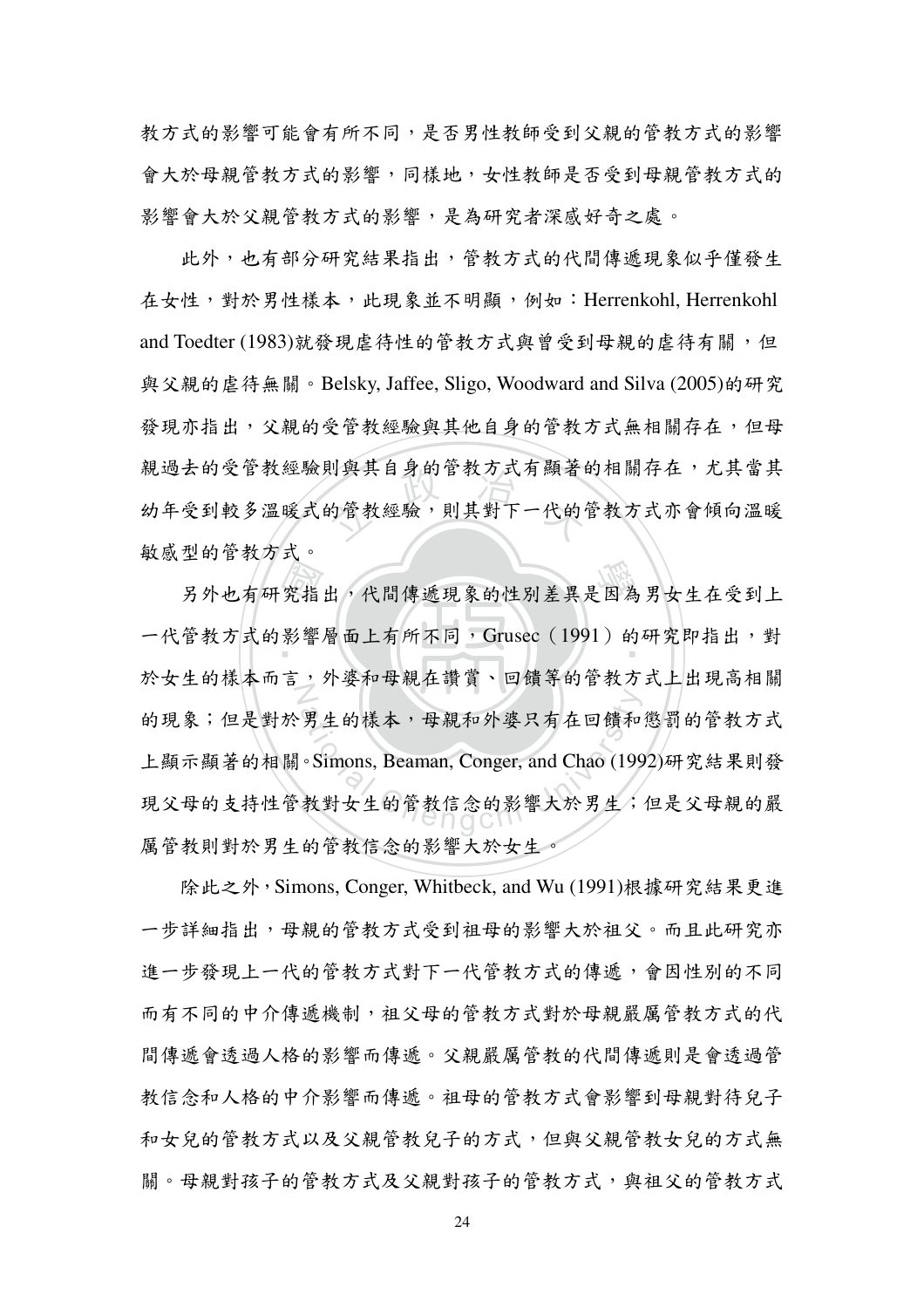教方式的影響可能會有所不同，是否男性教師受到父親的管教方式的影響會大於母親管教方式的影響，同樣地，女性教師是否受到母親管教方式的影響會大於父親管教方式的影響，是為研究者深感好奇之處。

此外，也有部分研究結果指出，管教方式的代間傳遞現象似乎僅發生在女性，對於男性樣本，此現象並不明顯，例如：Herrenkohl, Herrenkohl and Toedter (1983)就發現虐待性的管教方式與曾受到母親的虐待有關，但與父親的虐待無關。Belsky, Jaffee, Sligo, Woodward and Silva (2005)的研究發現亦指出，父親的受管教經驗與其他自身的管教方式無相關存在，但母親過去的受管教經驗則與其自身的管教方式有顯著的相關存在，尤其當其幼年受到較多溫暖式的管教經驗，則其對下一代的管教方式亦會傾向溫暖敏感型的管教方式。

另外也有研究指出，代間傳遞現象的性別差異是因為男女生在受到上一代管教方式的影響層面上有所不同，Grusec（1991）的研究即指出，對於女生的樣本而言，外婆和母親在讚賞、回饋等的管教方式上出現高相關的現象；但是對於男生的樣本，母親和外婆只有在回饋和懲罰的管教方式上顯示顯著的相關。Simons, Beaman, Conger, and Chao (1992)研究結果則發現父母的支持性管教對女生的管教信念的影響大於男生；但是父母親的嚴厲管教則對於男生的管教信念的影響大於女生。

除此之外，Simons, Conger, Whitbeck, and Wu (1991)根據研究結果更進一步詳細指出，母親的管教方式受到祖母的影響大於祖父。而且此研究亦進一步發現上一代的管教方式對下一代管教方式的傳遞，會因性別的不同而有不同的中介傳遞機制，祖父母的管教方式對於母親嚴厲管教方式的代間傳遞會透過人格的影響而傳遞。父親嚴厲管教的代間傳遞則是會透過管教信念和人格的中介影響而傳遞。祖母的管教方式會影響到母親對待兒子和女兒的管教方式以及父親管教兒子的方式，但與父親管教女兒的方式無關。母親對孩子的管教方式及父親對孩子的管教方式，與祖父的管教方式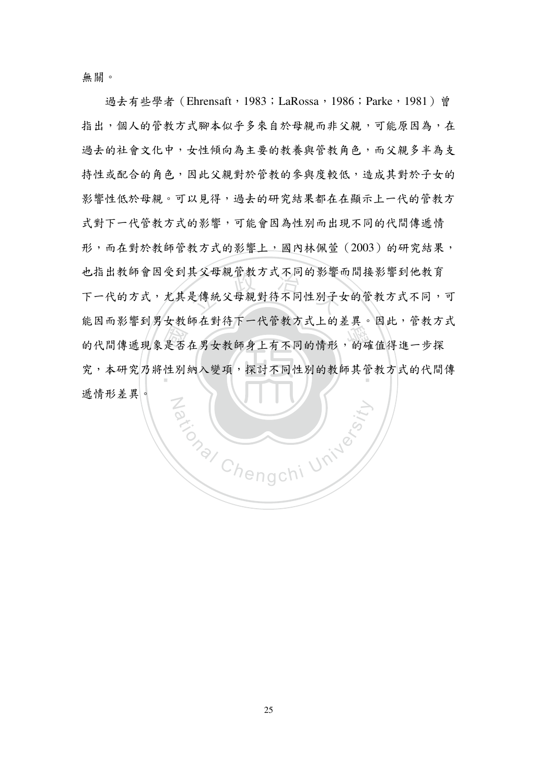無關。

過去有些學者（Ehrensaft，1983；LaRossa，1986；Parke，1981）曾指出，個人的管教方式腳本似乎多來自於母親而非父親，可能原因為，在過去的社會文化中，女性傾向為主要的教養與管教角色，而父親多半為支持性或配合的角色，因此父親對於管教的參與度較低，造成其對於子女的影響性低於母親。可以見得，過去的研究結果都在在顯示上一代的管教方式對下一代管教方式的影響，可能會因為性別而出現不同的代間傳遞情形，而在對於教師管教方式的影響上，國內林佩萱（2003）的研究結果，也指出教師會因受到其父母親管教方式不同的影響而間接影響到他教育下一代的方式，尤其是傳統父母親對待不同性別子女的管教方式不同，可能因而影響到男女教師在對待下一代管教方式上的差異。因此，管教方式的代間傳遞現象是否在男女教師身上有不同的情形，的確值得進一步探究，本研究乃將性別納入變項，探討不同性別的教師其管教方式的代間傳遞情形差異。